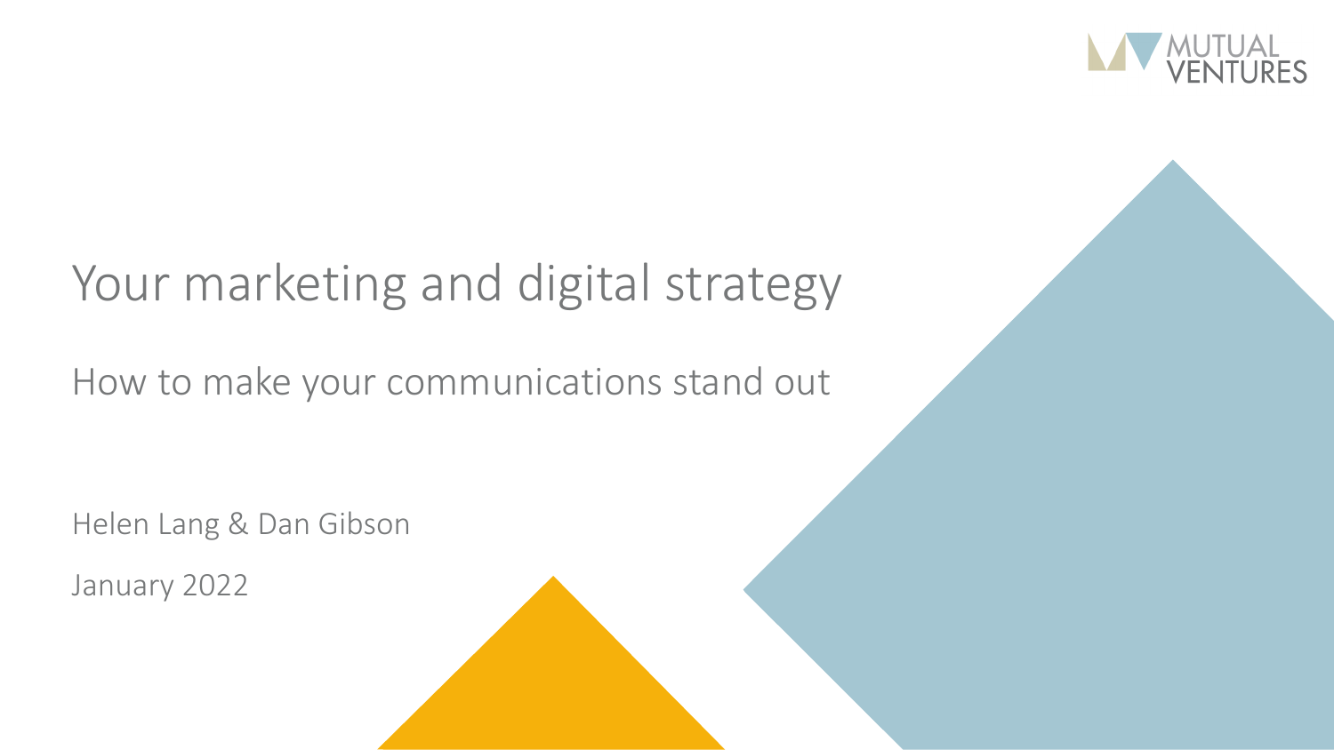MUTUAL VENTURES

# Your marketing and digital strategy

## How to make your communications stand out

Helen Lang & Dan Gibson

January 2022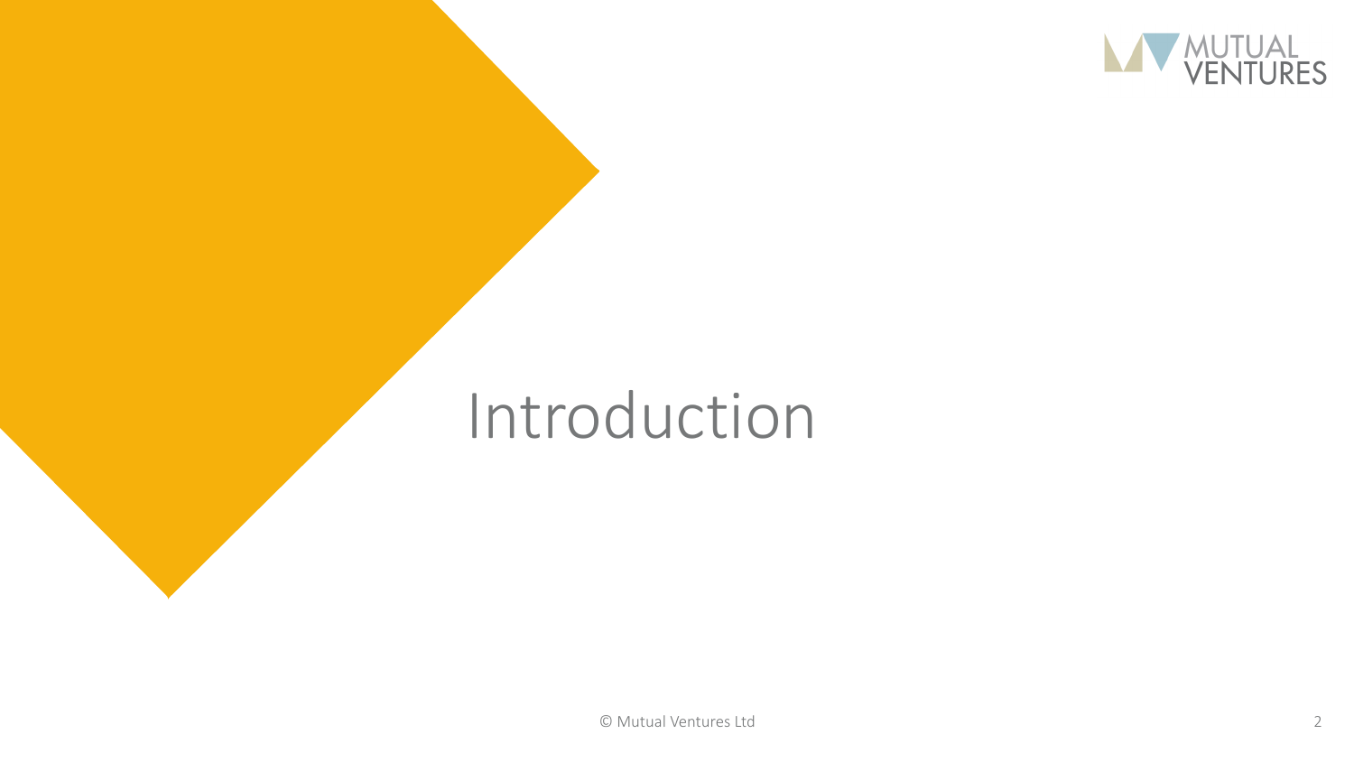# Introduction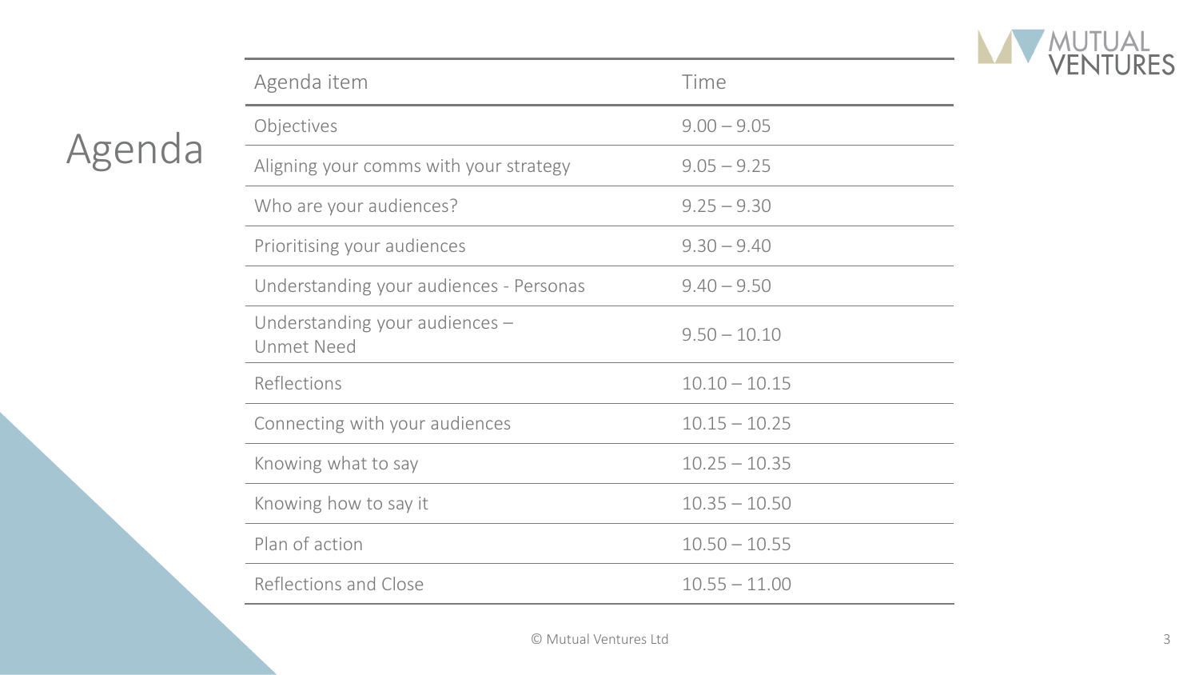# Agenda

| Agenda item | Time |
|---|---|
| Objectives | 9.00 – 9.05 |
| Aligning your comms with your strategy | 9.05 – 9.25 |
| Who are your audiences? | 9.25 – 9.30 |
| Prioritising your audiences | 9.30 – 9.40 |
| Understanding your audiences - Personas | 9.40 – 9.50 |
| Understanding your audiences – Unmet Need | 9.50 – 10.10 |
| Reflections | 10.10 – 10.15 |
| Connecting with your audiences | 10.15 – 10.25 |
| Knowing what to say | 10.25 – 10.35 |
| Knowing how to say it | 10.35 – 10.50 |
| Plan of action | 10.50 – 10.55 |
| Reflections and Close | 10.55 – 11.00 |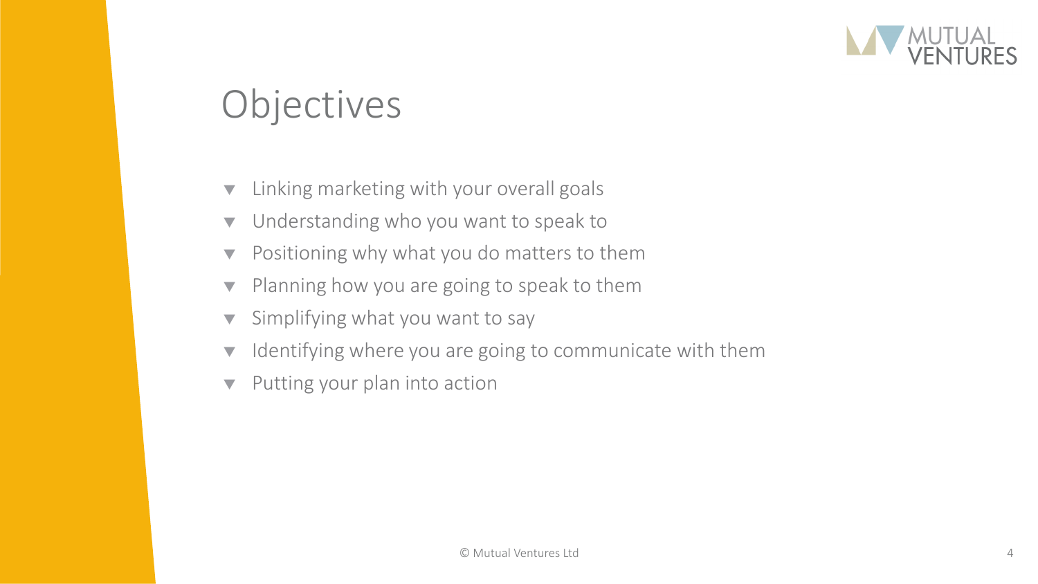# Objectives

- Linking marketing with your overall goals
- Understanding who you want to speak to
- Positioning why what you do matters to them
- Planning how you are going to speak to them
- Simplifying what you want to say
- Identifying where you are going to communicate with them
- Putting your plan into action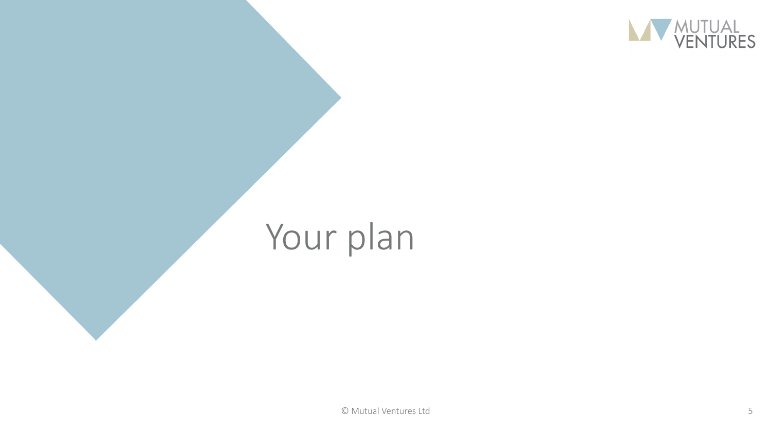# Your plan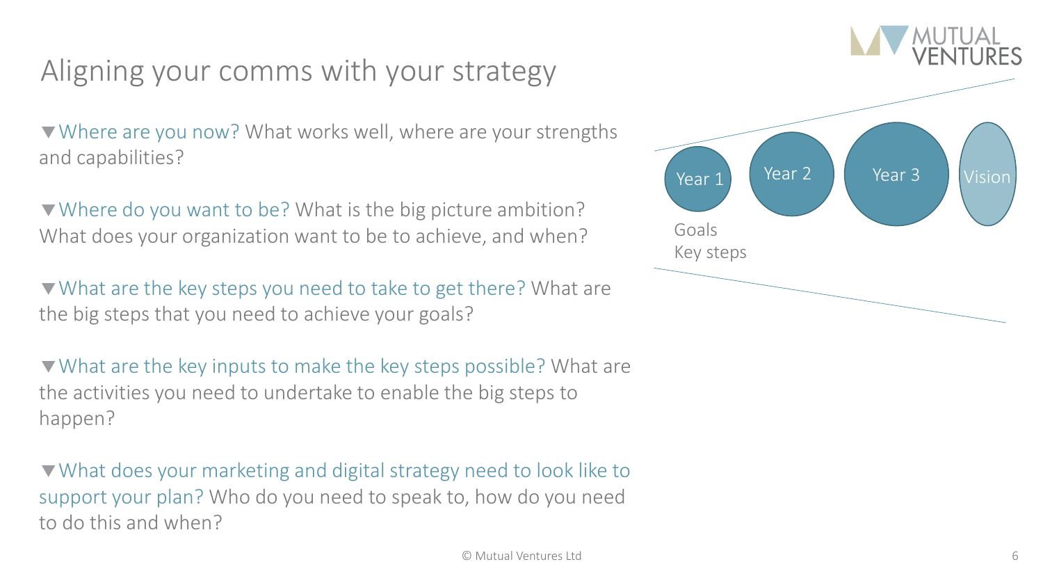# Aligning your comms with your strategy

- **Where are you now?** What works well, where are your strengths and capabilities?

- **Where do you want to be?** What is the big picture ambition? What does your organization want to be to achieve, and when?

- **What are the key steps you need to take to get there?** What are the big steps that you need to achieve your goals?

- **What are the key inputs to make the key steps possible?** What are the activities you need to undertake to enable the big steps to happen?

- **What does your marketing and digital strategy need to look like to support your plan?** Who do you need to speak to, how do you need to do this and when?

Year 1 → Year 2 → Year 3 → Vision

Goals
Key steps

© Mutual Ventures Ltd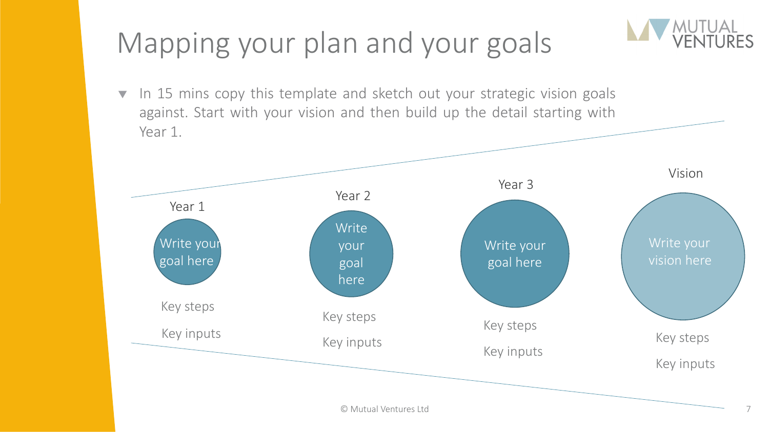# Mapping your plan and your goals

- In 15 mins copy this template and sketch out your strategic vision goals against. Start with your vision and then build up the detail starting with Year 1.

| Year 1 | Year 2 | Year 3 | Vision |
|---|---|---|---|
| Write your goal here | Write your goal here | Write your goal here | Write your vision here |
| Key steps | Key steps | Key steps | Key steps |
| Key inputs | Key inputs | Key inputs | Key inputs |

© Mutual Ventures Ltd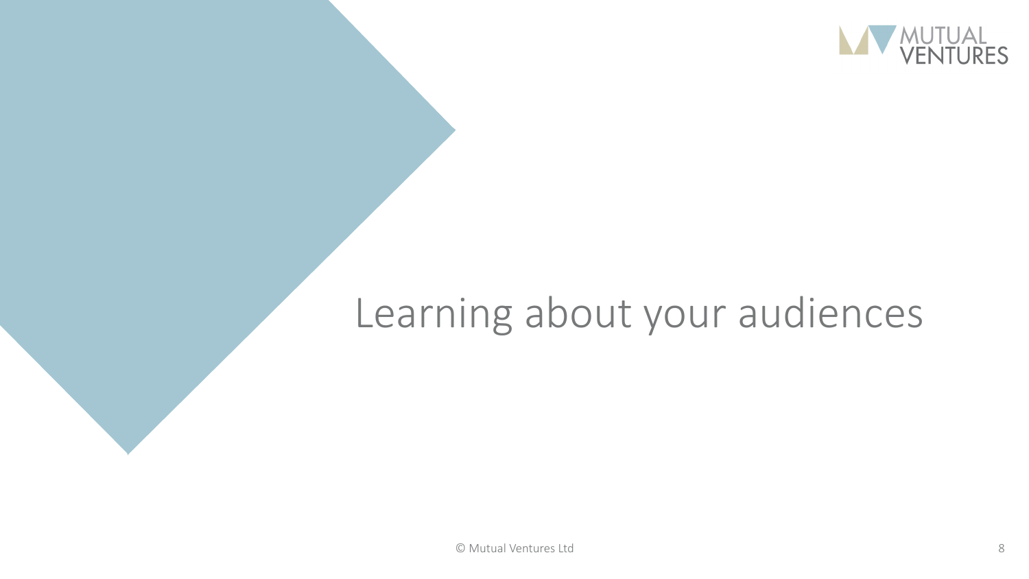# Learning about your audiences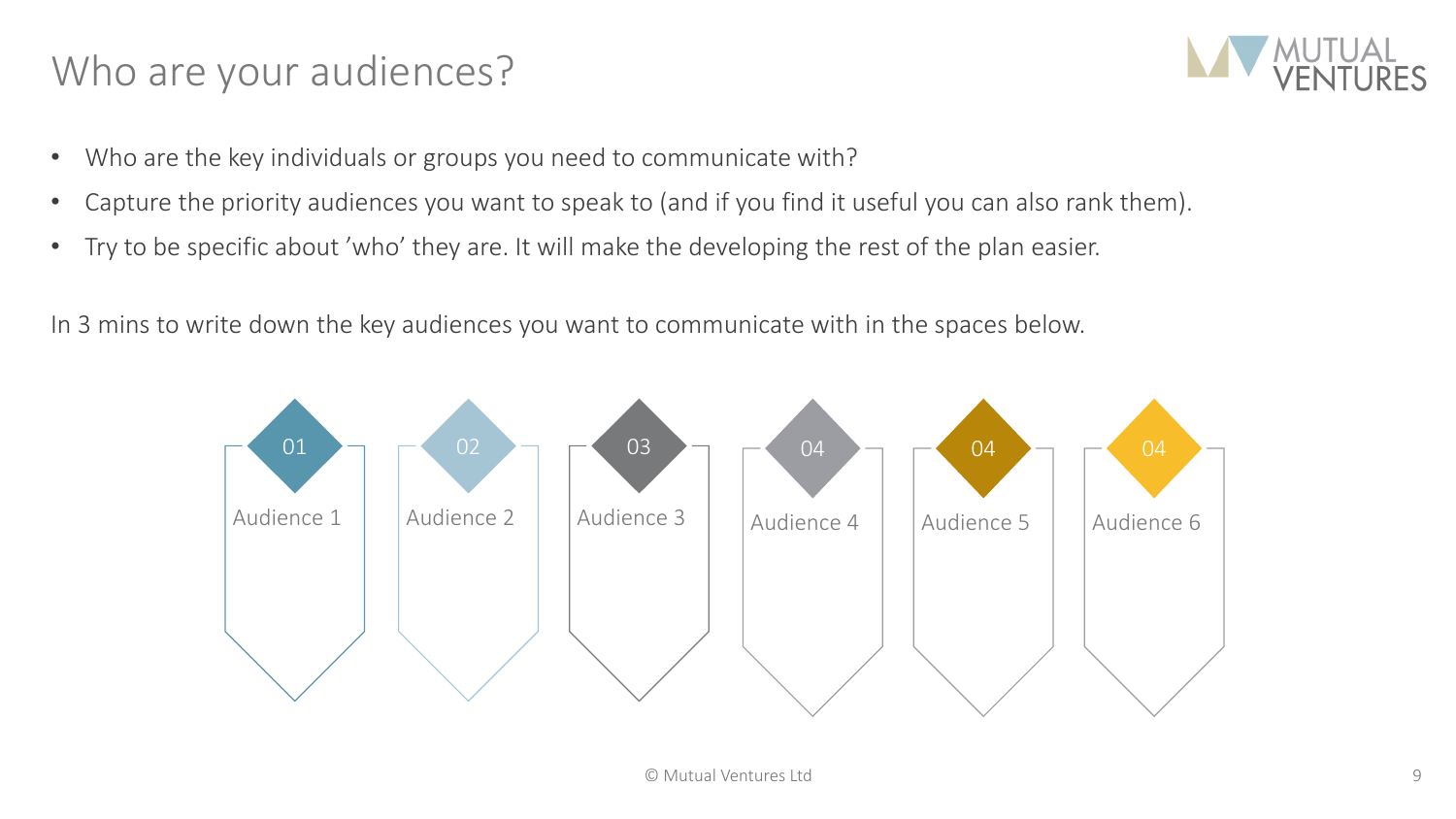# Who are your audiences?

- Who are the key individuals or groups you need to communicate with?
- Capture the priority audiences you want to speak to (and if you find it useful you can also rank them).
- Try to be specific about 'who' they are. It will make the developing the rest of the plan easier.

In 3 mins to write down the key audiences you want to communicate with in the spaces below.

| 01 | 02 | 03 | 04 | 04 | 04 |
| --- | --- | --- | --- | --- | --- |
| Audience 1 | Audience 2 | Audience 3 | Audience 4 | Audience 5 | Audience 6 |

© Mutual Ventures Ltd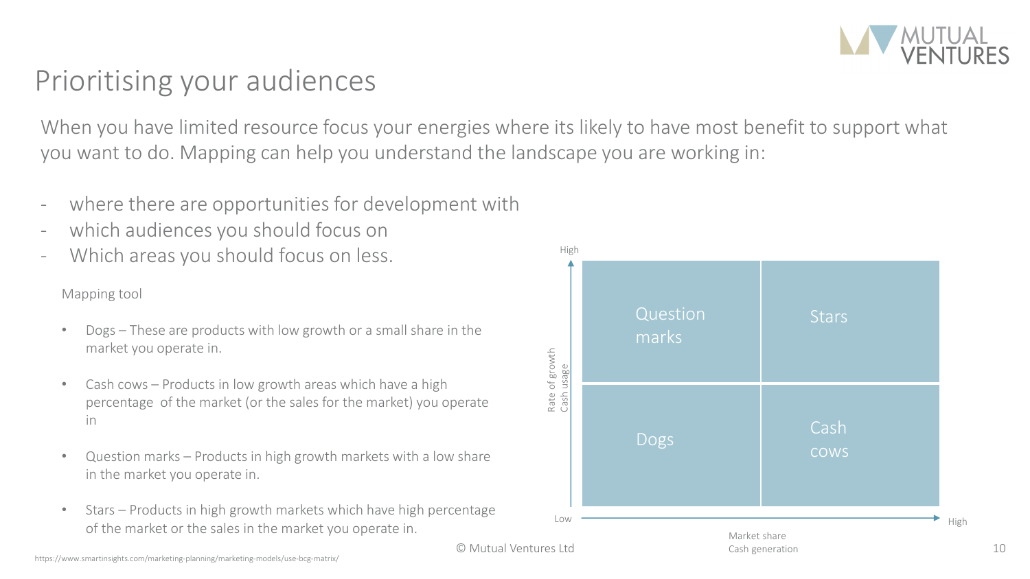# Prioritising your audiences

When you have limited resource focus your energies where its likely to have most benefit to support what you want to do. Mapping can help you understand the landscape you are working in:

- where there are opportunities for development with
- which audiences you should focus on
- Which areas you should focus on less.

Mapping tool

- Dogs – These are products with low growth or a small share in the market you operate in.
- Cash cows – Products in low growth areas which have a high percentage of the market (or the sales for the market) you operate in
- Question marks – Products in high growth markets with a low share in the market you operate in.
- Stars – Products in high growth markets which have high percentage of the market or the sales in the market you operate in.

| Rate of growth / Cash usage | Low market share | High market share |
| --- | --- | --- |
| High | Question marks | Stars |
| Low | Dogs | Cash cows |

Market share / Cash generation (Low → High)

© Mutual Ventures Ltd

https://www.smartinsights.com/marketing-planning/marketing-models/use-bcg-matrix/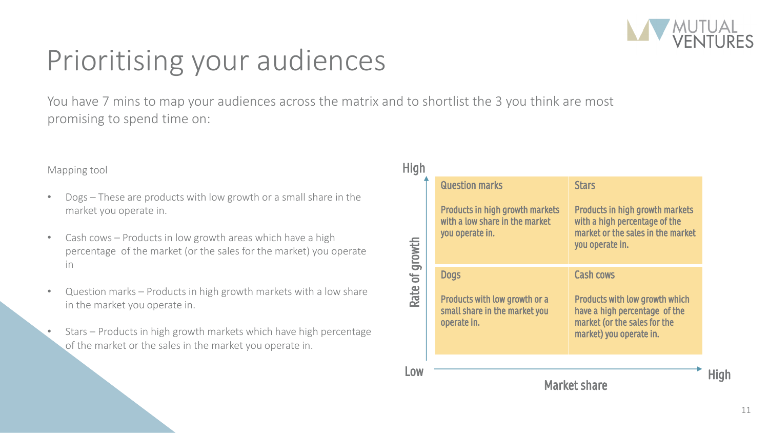# Prioritising your audiences

You have 7 mins to map your audiences across the matrix and to shortlist the 3 you think are most promising to spend time on:

Mapping tool

- Dogs – These are products with low growth or a small share in the market you operate in.
- Cash cows – Products in low growth areas which have a high percentage of the market (or the sales for the market) you operate in
- Question marks – Products in high growth markets with a low share in the market you operate in.
- Stars – Products in high growth markets which have high percentage of the market or the sales in the market you operate in.

| Rate of growth / Market share | Low market share | High market share |
|---|---|---|
| High growth | **Question marks**<br>Products in high growth markets with a low share in the market you operate in. | **Stars**<br>Products in high growth markets with a high percentage of the market or the sales in the market you operate in. |
| Low growth | **Dogs**<br>Products with low growth or a small share in the market you operate in. | **Cash cows**<br>Products with low growth which have a high percentage of the market (or the sales for the market) you operate in. |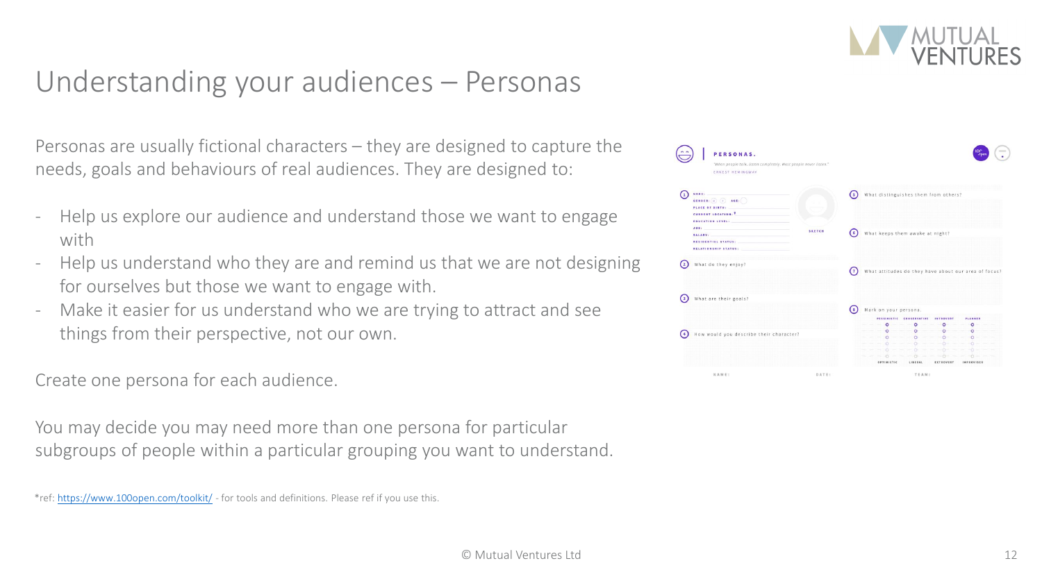# Understanding your audiences – Personas

Personas are usually fictional characters – they are designed to capture the needs, goals and behaviours of real audiences. They are designed to:

- Help us explore our audience and understand those we want to engage with
- Help us understand who they are and remind us that we are not designing for ourselves but those we want to engage with.
- Make it easier for us understand who we are trying to attract and see things from their perspective, not our own.

Create one persona for each audience.

You may decide you may need more than one persona for particular subgroups of people within a particular grouping you want to understand.

*ref: https://www.100open.com/toolkit/ - for tools and definitions. Please ref if you use this.

© Mutual Ventures Ltd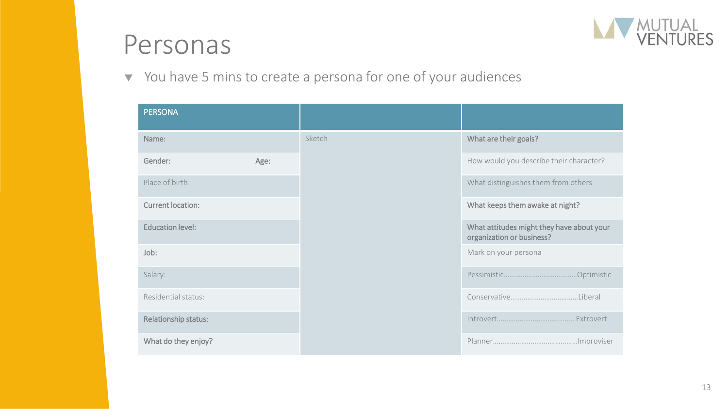# Personas

- You have 5 mins to create a persona for one of your audiences

| PERSONA | | | |
|---|---|---|---|
| Name: | | Sketch | What are their goals? |
| Gender: | Age: | | How would you describe their character? |
| Place of birth: | | | What distinguishes them from others |
| Current location: | | | What keeps them awake at night? |
| Education level: | | | What attitudes might they have about your organization or business? |
| Job: | | | Mark on your persona |
| Salary: | | | Pessimistic……………………………….Optimistic |
| Residential status: | | | Conservative……………………………..Liberal |
| Relationship status: | | | Introvert…………………………………..Extrovert |
| What do they enjoy? | | | Planner……………………………………Improviser |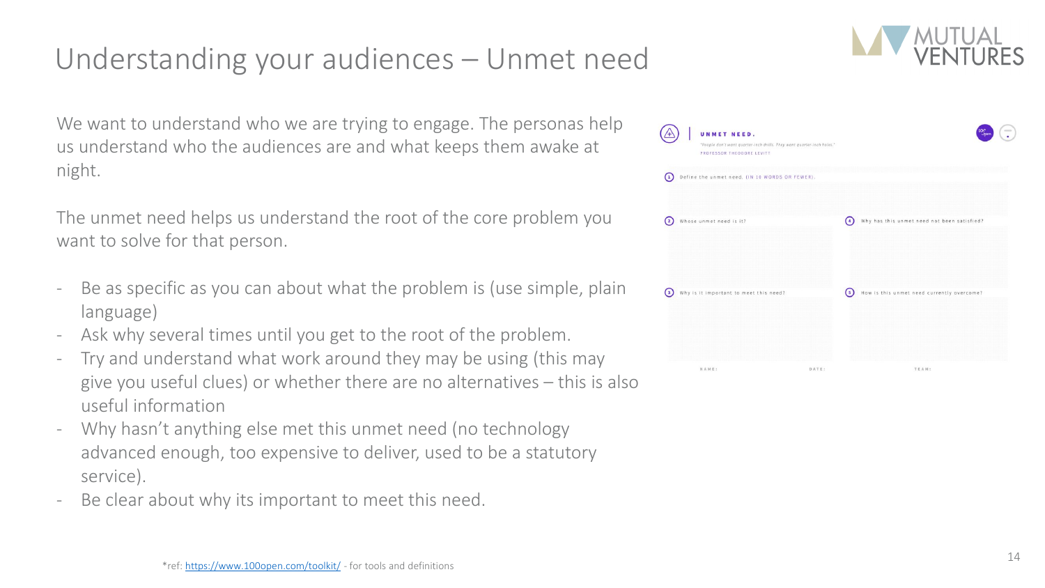# Understanding your audiences – Unmet need

We want to understand who we are trying to engage. The personas help us understand who the audiences are and what keeps them awake at night.

The unmet need helps us understand the root of the core problem you want to solve for that person.

- Be as specific as you can about what the problem is (use simple, plain language)
- Ask why several times until you get to the root of the problem.
- Try and understand what work around they may be using (this may give you useful clues) or whether there are no alternatives – this is also useful information
- Why hasn't anything else met this unmet need (no technology advanced enough, too expensive to deliver, used to be a statutory service).
- Be clear about why its important to meet this need.

**UNMET NEED.**

*"People don't want quarter-inch drills. They want quarter-inch holes."*
PROFESSOR THEODORE LEVITT

1. Define the unmet need. (IN 10 WORDS OR FEWER).
2. Whose unmet need is it?
3. Why is it important to meet this need?
4. Why has this unmet need not been satisfied?
5. How is this unmet need currently overcome?

NAME: DATE: TEAM:

*ref: https://www.100open.com/toolkit/ - for tools and definitions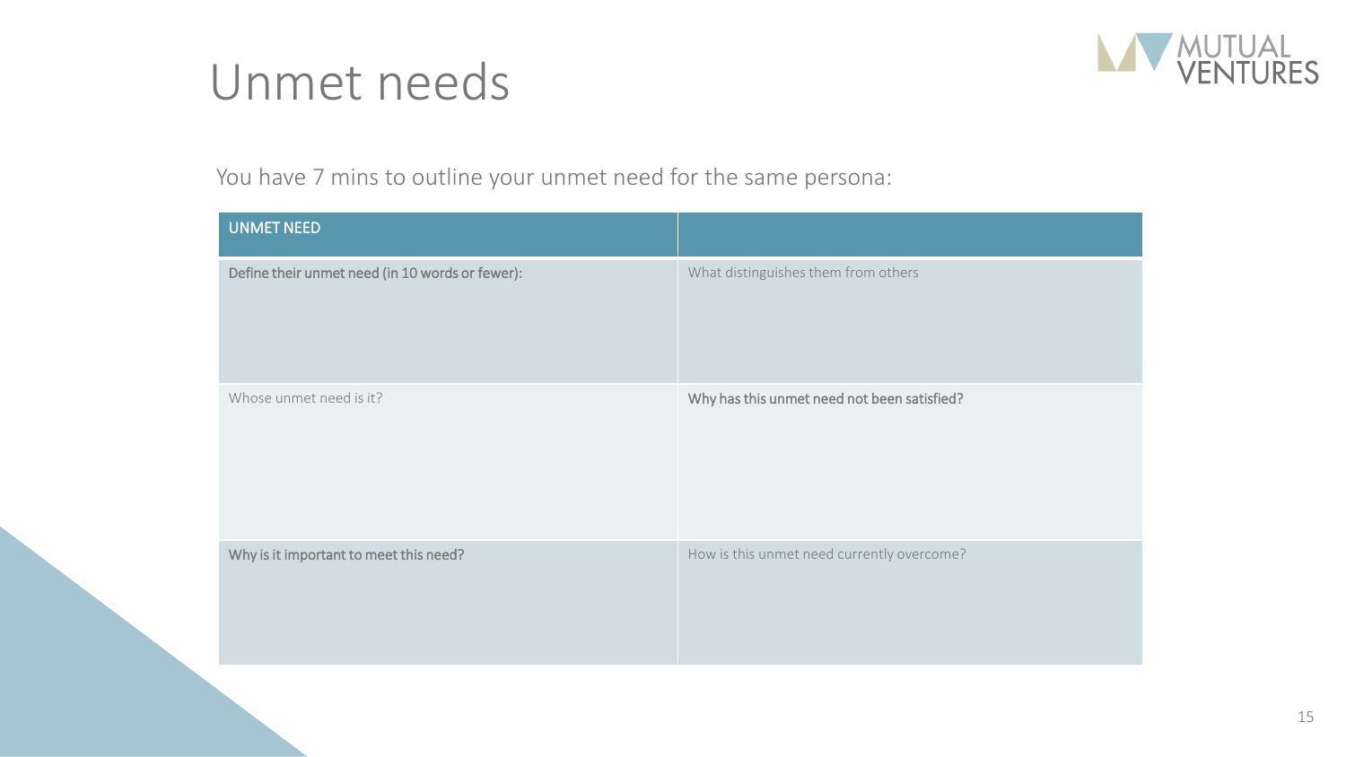# Unmet needs

You have 7 mins to outline your unmet need for the same persona:

| UNMET NEED | |
|---|---|
| **Define their unmet need (in 10 words or fewer):** | What distinguishes them from others |
| Whose unmet need is it? | **Why has this unmet need not been satisfied?** |
| **Why is it important to meet this need?** | How is this unmet need currently overcome? |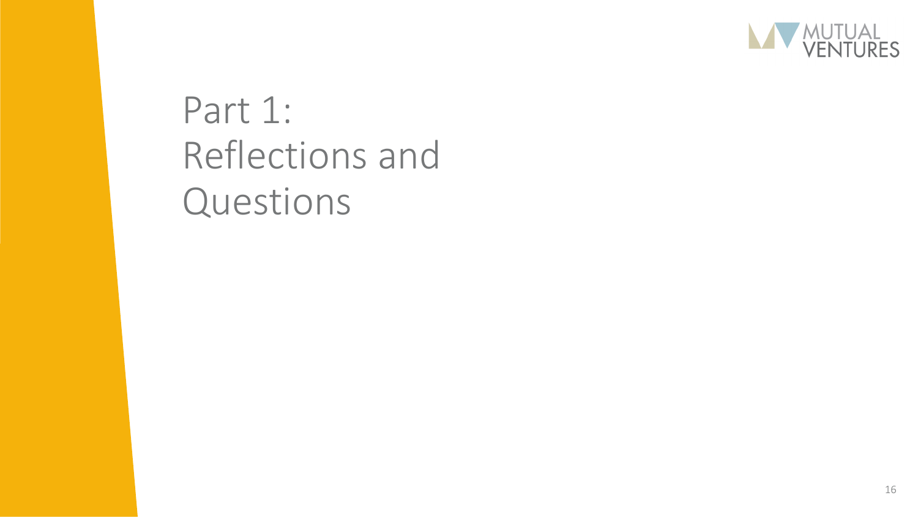# Part 1: Reflections and Questions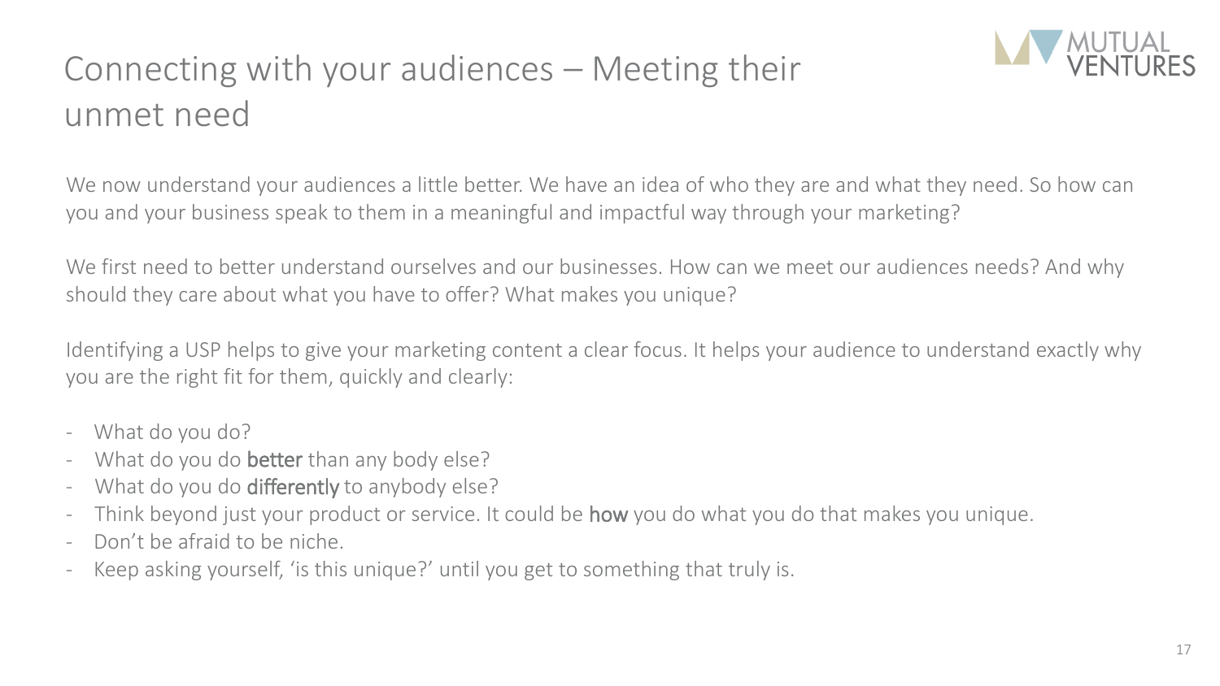# Connecting with your audiences – Meeting their unmet need

We now understand your audiences a little better. We have an idea of who they are and what they need. So how can you and your business speak to them in a meaningful and impactful way through your marketing?

We first need to better understand ourselves and our businesses. How can we meet our audiences needs? And why should they care about what you have to offer? What makes you unique?

Identifying a USP helps to give your marketing content a clear focus. It helps your audience to understand exactly why you are the right fit for them, quickly and clearly:

- What do you do?
- What do you do **better** than any body else?
- What do you do **differently** to anybody else?
- Think beyond just your product or service. It could be **how** you do what you do that makes you unique.
- Don't be afraid to be niche.
- Keep asking yourself, 'is this unique?' until you get to something that truly is.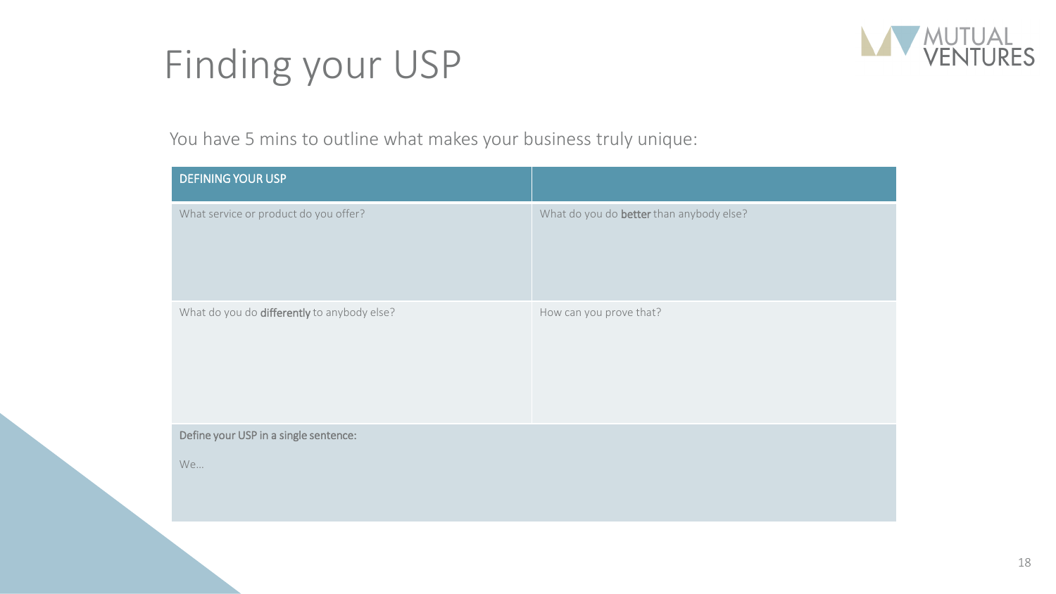# Finding your USP

You have 5 mins to outline what makes your business truly unique:

| DEFINING YOUR USP | |
|---|---|
| What service or product do you offer? | What do you do **better** than anybody else? |
| What do you do **differently** to anybody else? | How can you prove that? |
| Define your USP in a single sentence:<br><br>We… | |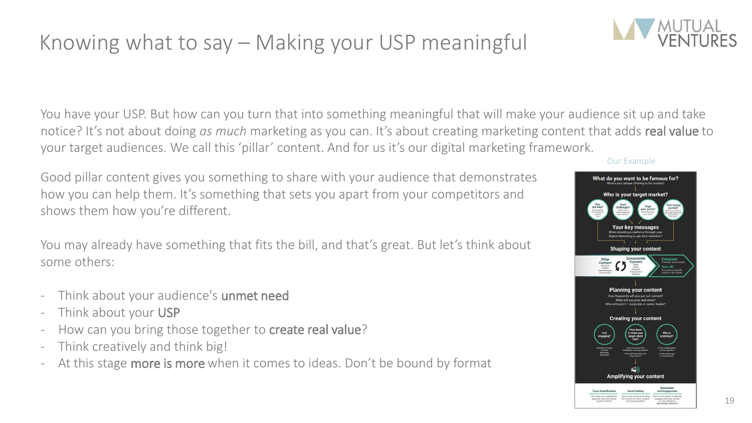# Knowing what to say – Making your USP meaningful

You have your USP. But how can you turn that into something meaningful that will make your audience sit up and take notice? It's not about doing *as much* marketing as you can. It's about creating marketing content that adds **real value** to your target audiences. We call this 'pillar' content. And for us it's our digital marketing framework.

Good pillar content gives you something to share with your audience that demonstrates how you can help them. It's something that sets you apart from your competitors and shows them how you're different.

You may already have something that fits the bill, and that's great. But let's think about some others:

- Think about your audience's **unmet need**
- Think about your **USP**
- How can you bring those together to **create real value**?
- Think creatively and think big!
- At this stage **more is more** when it comes to ideas. Don't be bound by format

Our Example

**What do you want to be famous for?**
What's your unique offering to the market?

**Who is your target market?**

- Who are they? Demographics, Psychographics, Industry, Role
- Their challenges? What are they trying to address in their business?
- Their pain points? What keeps them up at night?
- Their buying journey? What do you need to do to take them from Awareness to the deal?

**Your key messages**
What should you reinforce through your Digital Marketing to get their attention?

**Shaping your content**

- Pillar Content: Research, Insights, Methodologies, Case Studies
- Consumable Content: Blogs, Videos, Podcasts, Infographics, Statistics
- Evergreen: Timeless and reusable
- One off: Focused on specific events in the market

**Planning your content**
How frequently will you put out content?
What will you post and when?
Who will post it - corporate or senior leader?

**Creating your content**

- Is it engaging? Benefits Focused, Concise, Readable, Shareable
- How does it make your target client feel? Does it answer their challenges and pain points? How will they feel once they read it?
- Who is creating it? Is this collaborative or firm specific? Is this resourced or outsourced?

**Amplifying your content**

- Team Amplification: How does your organisation approach, train and reward sharing content?
- Social Selling: How is your senior team using the content for client outreach and lead generation?
- Discussion and Engagement: How are your senior leadership engaging with your content on Social Media to demonstrate authority?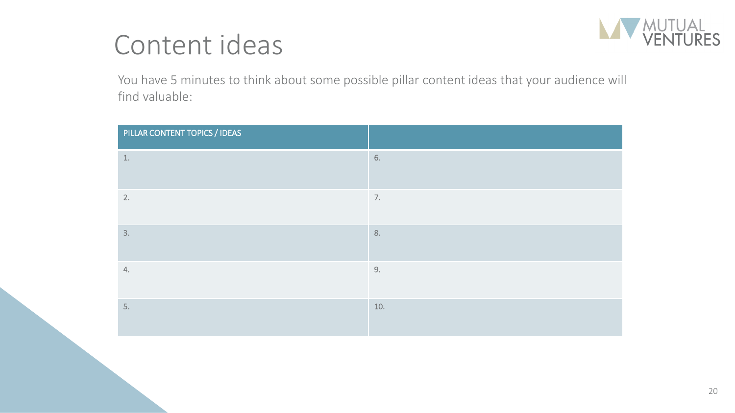# Content ideas

You have 5 minutes to think about some possible pillar content ideas that your audience will find valuable:

| PILLAR CONTENT TOPICS / IDEAS | |
|---|---|
| 1. | 6. |
| 2. | 7. |
| 3. | 8. |
| 4. | 9. |
| 5. | 10. |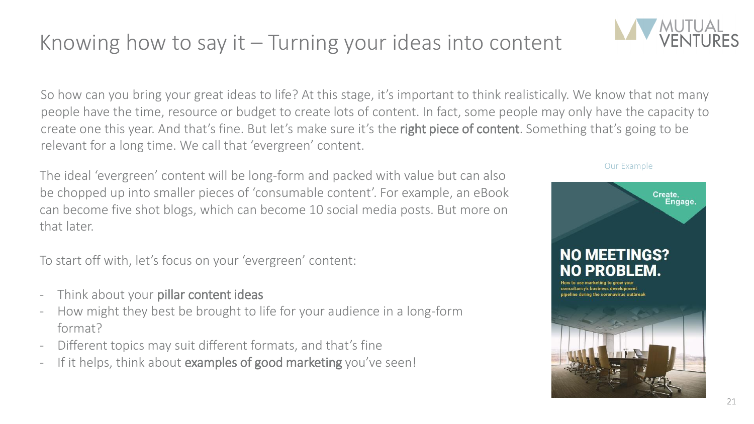# Knowing how to say it – Turning your ideas into content

So how can you bring your great ideas to life? At this stage, it's important to think realistically. We know that not many people have the time, resource or budget to create lots of content. In fact, some people may only have the capacity to create one this year. And that's fine. But let's make sure it's the **right piece of content**. Something that's going to be relevant for a long time. We call that 'evergreen' content.

The ideal 'evergreen' content will be long-form and packed with value but can also be chopped up into smaller pieces of 'consumable content'. For example, an eBook can become five shot blogs, which can become 10 social media posts. But more on that later.

To start off with, let's focus on your 'evergreen' content:

- Think about your **pillar content ideas**
- How might they best be brought to life for your audience in a long-form format?
- Different topics may suit different formats, and that's fine
- If it helps, think about **examples of good marketing** you've seen!

Our Example

Create. Engage.

**NO MEETINGS? NO PROBLEM.**

How to use marketing to grow your consultancy's business development pipeline during the coronavirus outbreak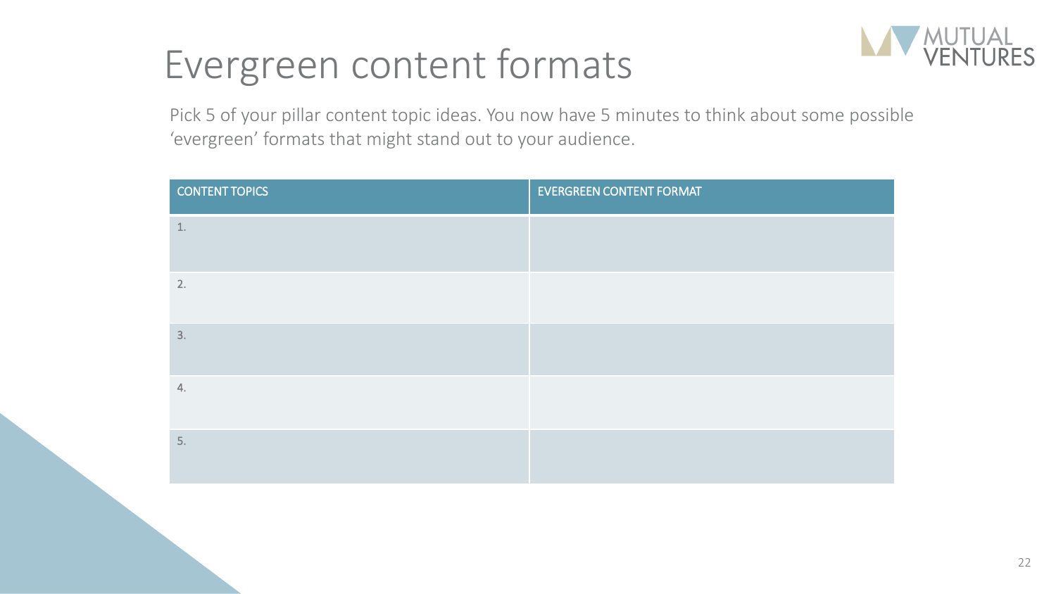# Evergreen content formats

Pick 5 of your pillar content topic ideas. You now have 5 minutes to think about some possible 'evergreen' formats that might stand out to your audience.

| CONTENT TOPICS | EVERGREEN CONTENT FORMAT |
|---|---|
| 1. | |
| 2. | |
| 3. | |
| 4. | |
| 5. | |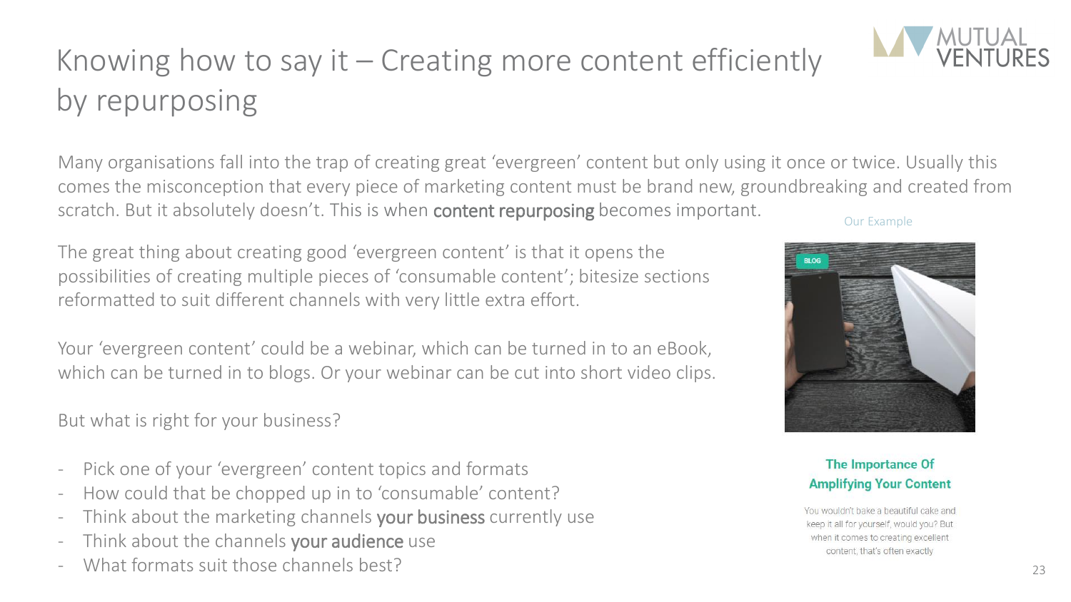# Knowing how to say it – Creating more content efficiently by repurposing

Many organisations fall into the trap of creating great 'evergreen' content but only using it once or twice. Usually this comes the misconception that every piece of marketing content must be brand new, groundbreaking and created from scratch. But it absolutely doesn't. This is when **content repurposing** becomes important.

The great thing about creating good 'evergreen content' is that it opens the possibilities of creating multiple pieces of 'consumable content'; bitesize sections reformatted to suit different channels with very little extra effort.

Your 'evergreen content' could be a webinar, which can be turned in to an eBook, which can be turned in to blogs. Or your webinar can be cut into short video clips.

But what is right for your business?

- Pick one of your 'evergreen' content topics and formats
- How could that be chopped up in to 'consumable' content?
- Think about the marketing channels **your business** currently use
- Think about the channels **your audience** use
- What formats suit those channels best?

Our Example

BLOG

**The Importance Of Amplifying Your Content**

You wouldn't bake a beautiful cake and keep it all for yourself, would you? But when it comes to creating excellent content, that's often exactly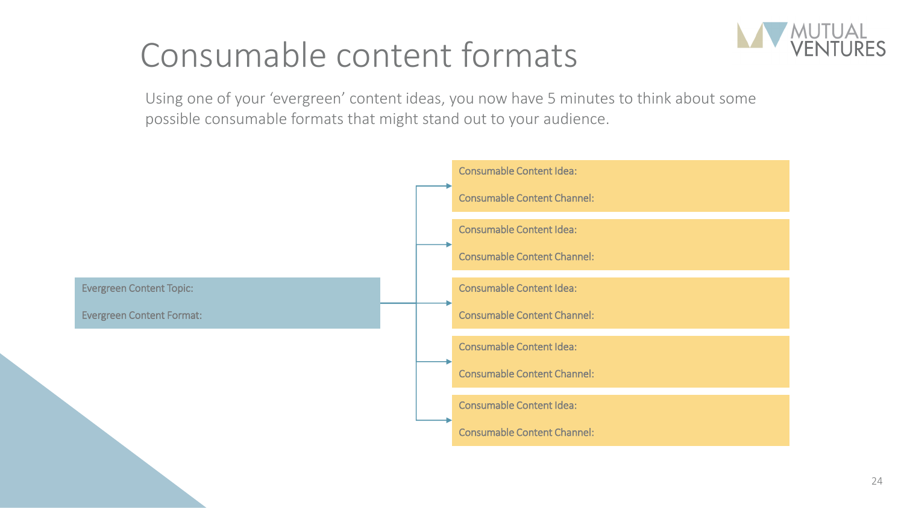# Consumable content formats

Using one of your 'evergreen' content ideas, you now have 5 minutes to think about some possible consumable formats that might stand out to your audience.

Evergreen Content Topic:

Evergreen Content Format:

Consumable Content Idea:

Consumable Content Channel:

Consumable Content Idea:

Consumable Content Channel:

Consumable Content Idea:

Consumable Content Channel:

Consumable Content Idea:

Consumable Content Channel:

Consumable Content Idea:

Consumable Content Channel: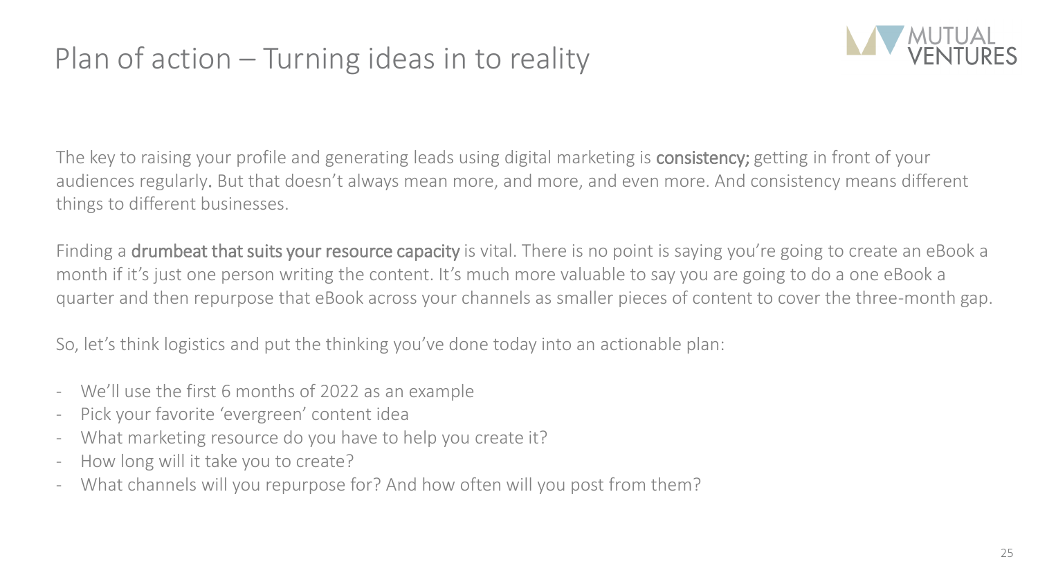# Plan of action – Turning ideas in to reality

The key to raising your profile and generating leads using digital marketing is **consistency;** getting in front of your audiences regularly. But that doesn't always mean more, and more, and even more. And consistency means different things to different businesses.

Finding a **drumbeat that suits your resource capacity** is vital. There is no point is saying you're going to create an eBook a month if it's just one person writing the content. It's much more valuable to say you are going to do a one eBook a quarter and then repurpose that eBook across your channels as smaller pieces of content to cover the three-month gap.

So, let's think logistics and put the thinking you've done today into an actionable plan:

- We'll use the first 6 months of 2022 as an example
- Pick your favorite 'evergreen' content idea
- What marketing resource do you have to help you create it?
- How long will it take you to create?
- What channels will you repurpose for? And how often will you post from them?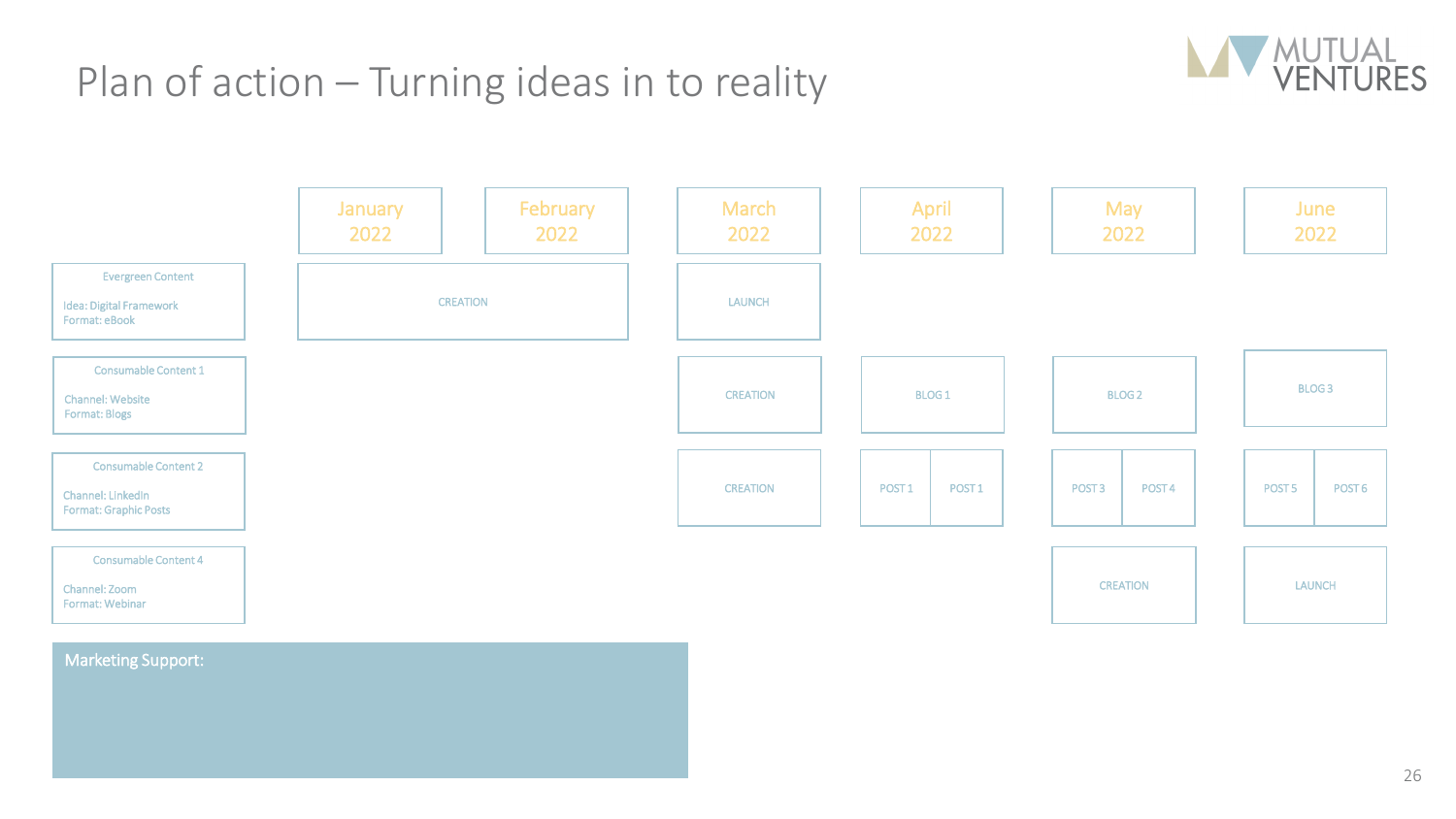# Plan of action – Turning ideas in to reality

| | January 2022 | February 2022 | March 2022 | April 2022 | May 2022 | June 2022 |
|---|---|---|---|---|---|---|
| Evergreen Content<br>Idea: Digital Framework<br>Format: eBook | CREATION | | LAUNCH | | | |
| Consumable Content 1<br>Channel: Website<br>Format: Blogs | | | CREATION | BLOG 1 | BLOG 2 | BLOG 3 |
| Consumable Content 2<br>Channel: LinkedIn<br>Format: Graphic Posts | | | CREATION | POST 1 / POST 1 | POST 3 / POST 4 | POST 5 / POST 6 |
| Consumable Content 4<br>Channel: Zoom<br>Format: Webinar | | | | | CREATION | LAUNCH |

**Marketing Support:**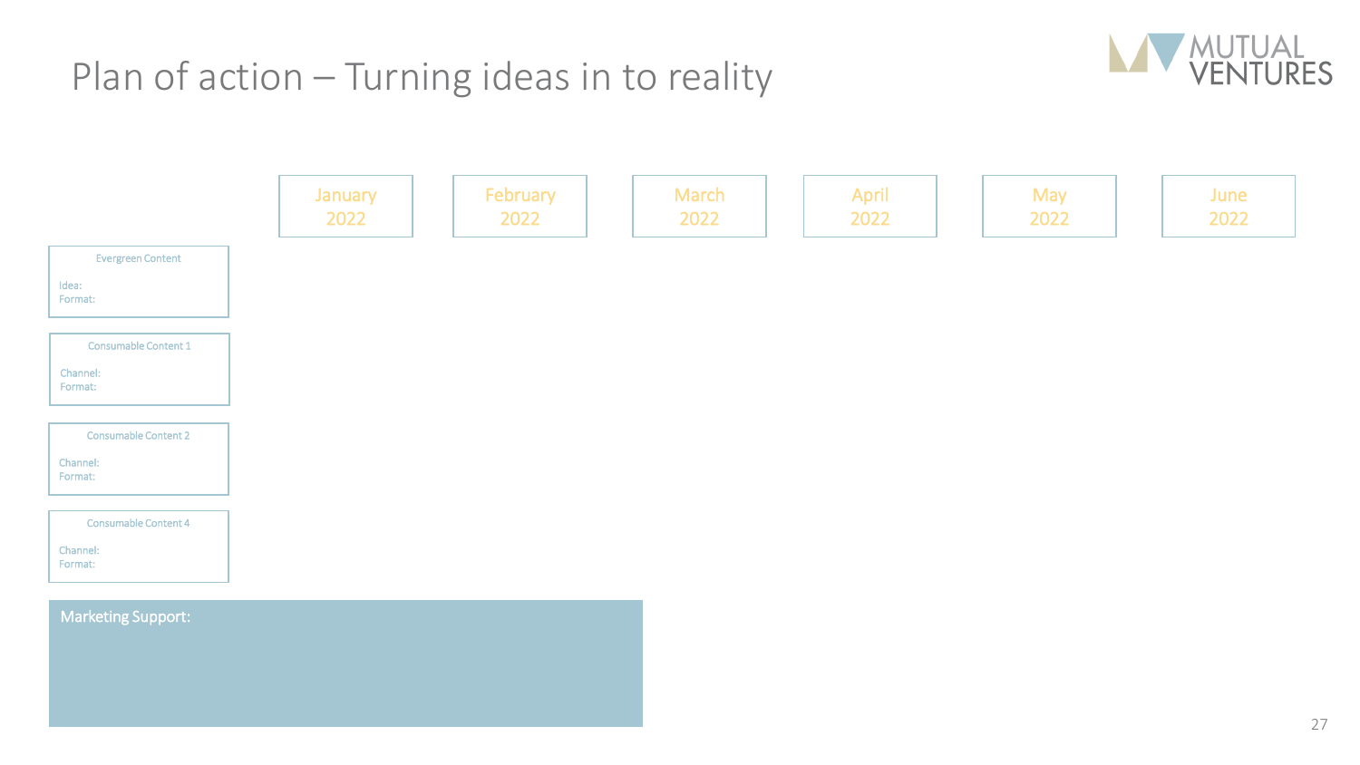# Plan of action – Turning ideas in to reality

| | January 2022 | February 2022 | March 2022 | April 2022 | May 2022 | June 2022 |
|---|---|---|---|---|---|---|
| **Evergreen Content**<br>Idea:<br>Format: | | | | | | |
| **Consumable Content 1**<br>Channel:<br>Format: | | | | | | |
| **Consumable Content 2**<br>Channel:<br>Format: | | | | | | |
| **Consumable Content 4**<br>Channel:<br>Format: | | | | | | |

**Marketing Support:**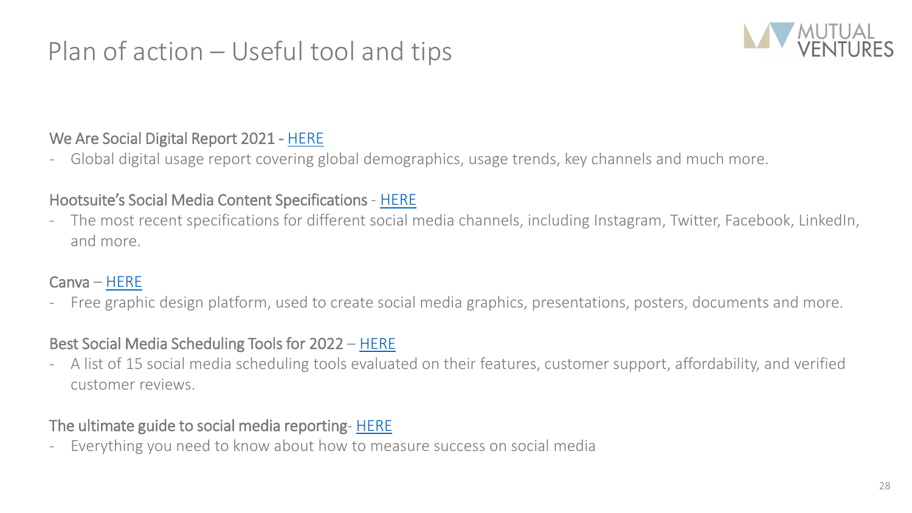# Plan of action – Useful tool and tips

We Are Social Digital Report 2021 - HERE

- Global digital usage report covering global demographics, usage trends, key channels and much more.

Hootsuite's Social Media Content Specifications - HERE

- The most recent specifications for different social media channels, including Instagram, Twitter, Facebook, LinkedIn, and more.

Canva – HERE

- Free graphic design platform, used to create social media graphics, presentations, posters, documents and more.

Best Social Media Scheduling Tools for 2022 – HERE

- A list of 15 social media scheduling tools evaluated on their features, customer support, affordability, and verified customer reviews.

The ultimate guide to social media reporting- HERE

- Everything you need to know about how to measure success on social media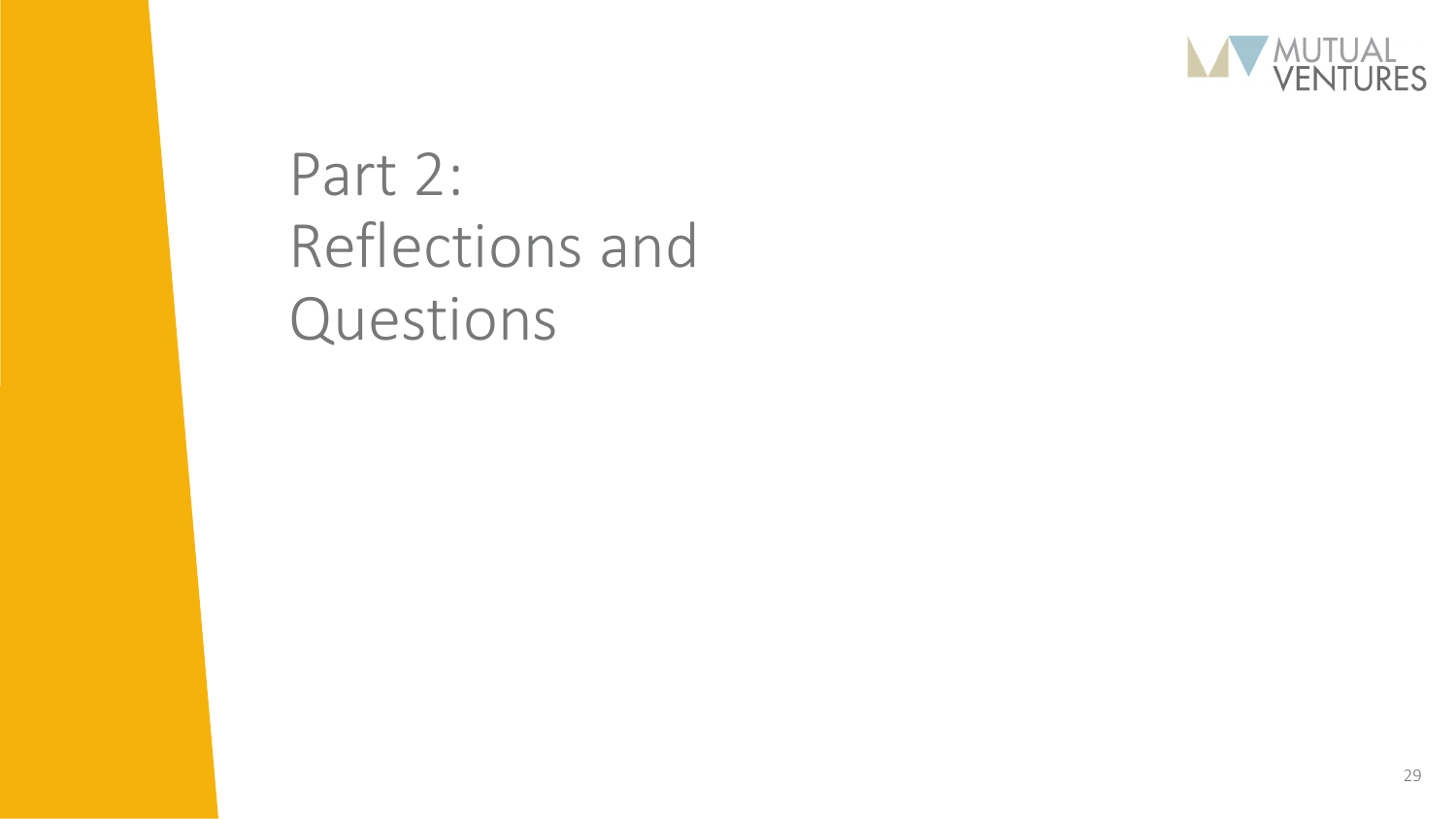# Part 2: Reflections and Questions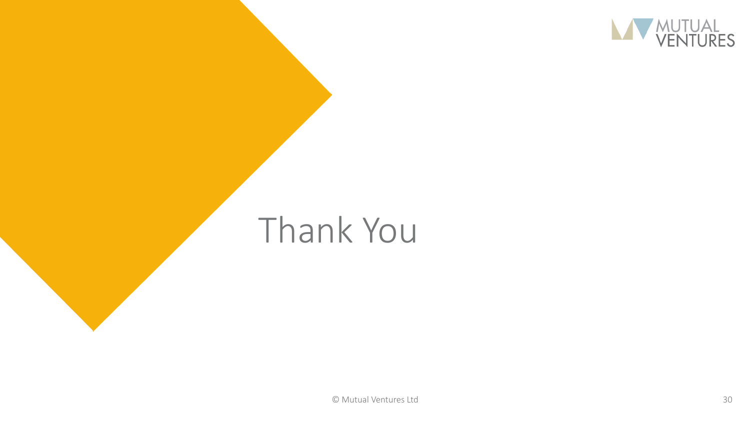# Thank You